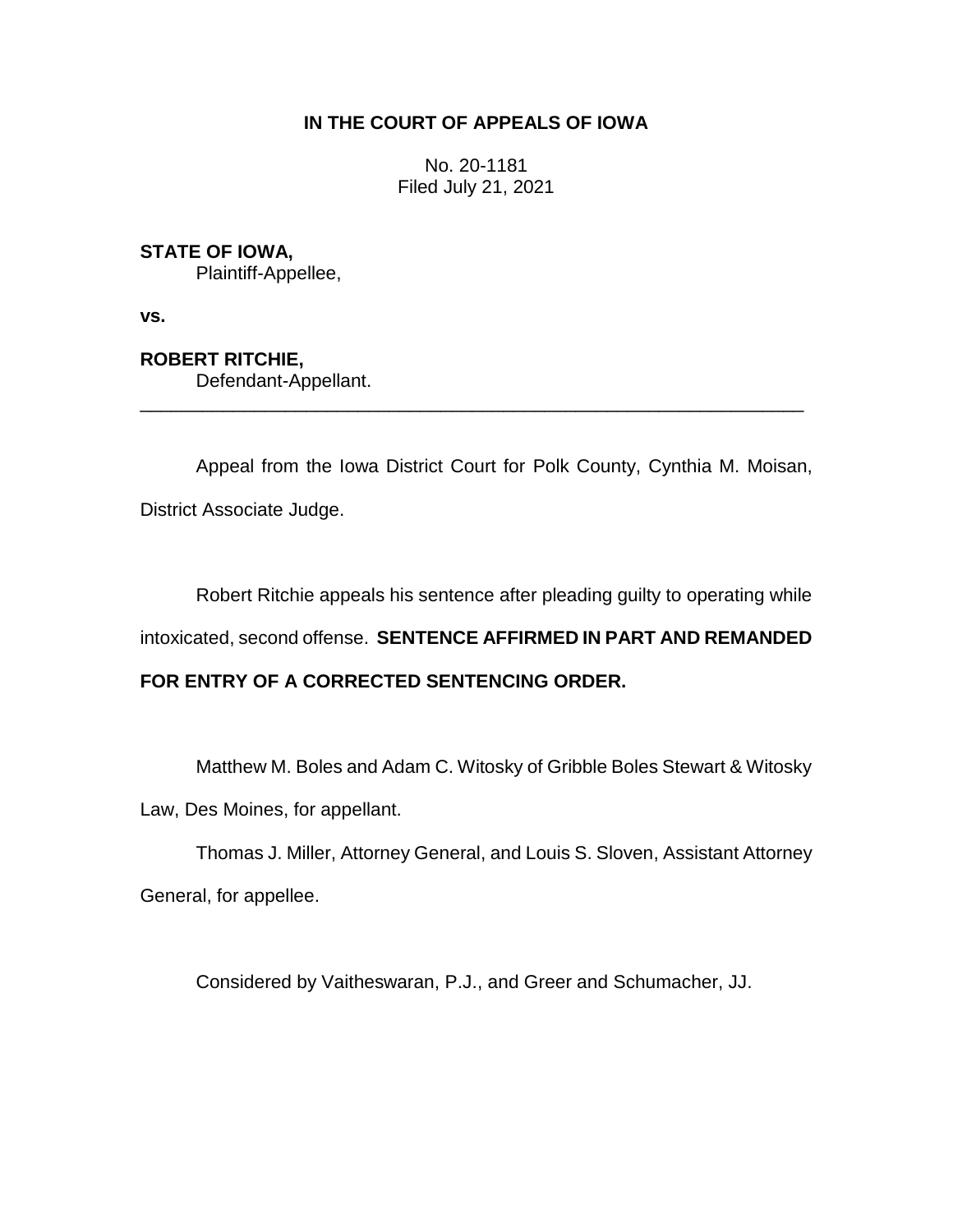**IN THE COURT OF APPEALS OF IOWA**

No. 20-1181
Filed July 21, 2021

**STATE OF IOWA,**
Plaintiff-Appellee,

**vs.**

**ROBERT RITCHIE,**
Defendant-Appellant.

---

Appeal from the Iowa District Court for Polk County, Cynthia M. Moisan, District Associate Judge.

Robert Ritchie appeals his sentence after pleading guilty to operating while intoxicated, second offense. **SENTENCE AFFIRMED IN PART AND REMANDED FOR ENTRY OF A CORRECTED SENTENCING ORDER.**

Matthew M. Boles and Adam C. Witosky of Gribble Boles Stewart & Witosky Law, Des Moines, for appellant.

Thomas J. Miller, Attorney General, and Louis S. Sloven, Assistant Attorney General, for appellee.

Considered by Vaitheswaran, P.J., and Greer and Schumacher, JJ.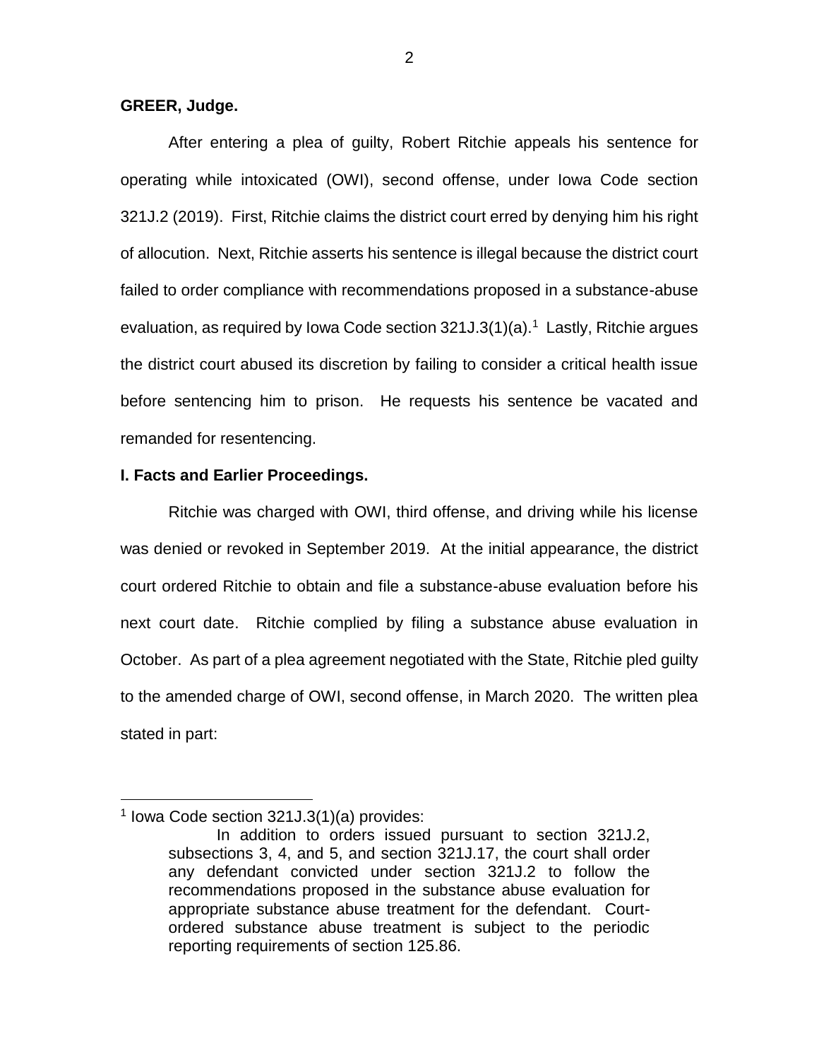**GREER, Judge.**

After entering a plea of guilty, Robert Ritchie appeals his sentence for operating while intoxicated (OWI), second offense, under Iowa Code section 321J.2 (2019). First, Ritchie claims the district court erred by denying him his right of allocution. Next, Ritchie asserts his sentence is illegal because the district court failed to order compliance with recommendations proposed in a substance-abuse evaluation, as required by Iowa Code section 321J.3(1)(a).[1] Lastly, Ritchie argues the district court abused its discretion by failing to consider a critical health issue before sentencing him to prison. He requests his sentence be vacated and remanded for resentencing.

**I. Facts and Earlier Proceedings.**

Ritchie was charged with OWI, third offense, and driving while his license was denied or revoked in September 2019. At the initial appearance, the district court ordered Ritchie to obtain and file a substance-abuse evaluation before his next court date. Ritchie complied by filing a substance abuse evaluation in October. As part of a plea agreement negotiated with the State, Ritchie pled guilty to the amended charge of OWI, second offense, in March 2020. The written plea stated in part:

---

[1] Iowa Code section 321J.3(1)(a) provides:

> In addition to orders issued pursuant to section 321J.2, subsections 3, 4, and 5, and section 321J.17, the court shall order any defendant convicted under section 321J.2 to follow the recommendations proposed in the substance abuse evaluation for appropriate substance abuse treatment for the defendant. Court-ordered substance abuse treatment is subject to the periodic reporting requirements of section 125.86.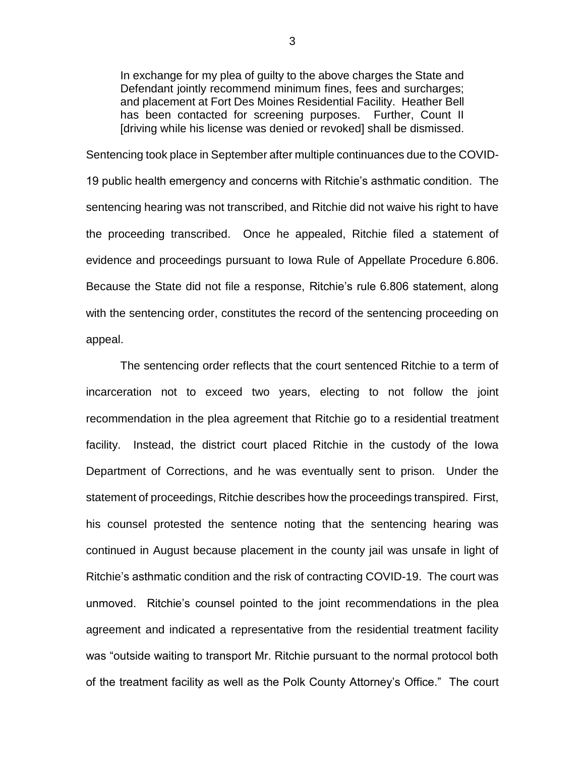> In exchange for my plea of guilty to the above charges the State and Defendant jointly recommend minimum fines, fees and surcharges; and placement at Fort Des Moines Residential Facility. Heather Bell has been contacted for screening purposes. Further, Count II [driving while his license was denied or revoked] shall be dismissed.

Sentencing took place in September after multiple continuances due to the COVID-19 public health emergency and concerns with Ritchie's asthmatic condition. The sentencing hearing was not transcribed, and Ritchie did not waive his right to have the proceeding transcribed. Once he appealed, Ritchie filed a statement of evidence and proceedings pursuant to Iowa Rule of Appellate Procedure 6.806. Because the State did not file a response, Ritchie's rule 6.806 statement, along with the sentencing order, constitutes the record of the sentencing proceeding on appeal.

The sentencing order reflects that the court sentenced Ritchie to a term of incarceration not to exceed two years, electing to not follow the joint recommendation in the plea agreement that Ritchie go to a residential treatment facility. Instead, the district court placed Ritchie in the custody of the Iowa Department of Corrections, and he was eventually sent to prison. Under the statement of proceedings, Ritchie describes how the proceedings transpired. First, his counsel protested the sentence noting that the sentencing hearing was continued in August because placement in the county jail was unsafe in light of Ritchie's asthmatic condition and the risk of contracting COVID-19. The court was unmoved. Ritchie's counsel pointed to the joint recommendations in the plea agreement and indicated a representative from the residential treatment facility was "outside waiting to transport Mr. Ritchie pursuant to the normal protocol both of the treatment facility as well as the Polk County Attorney's Office." The court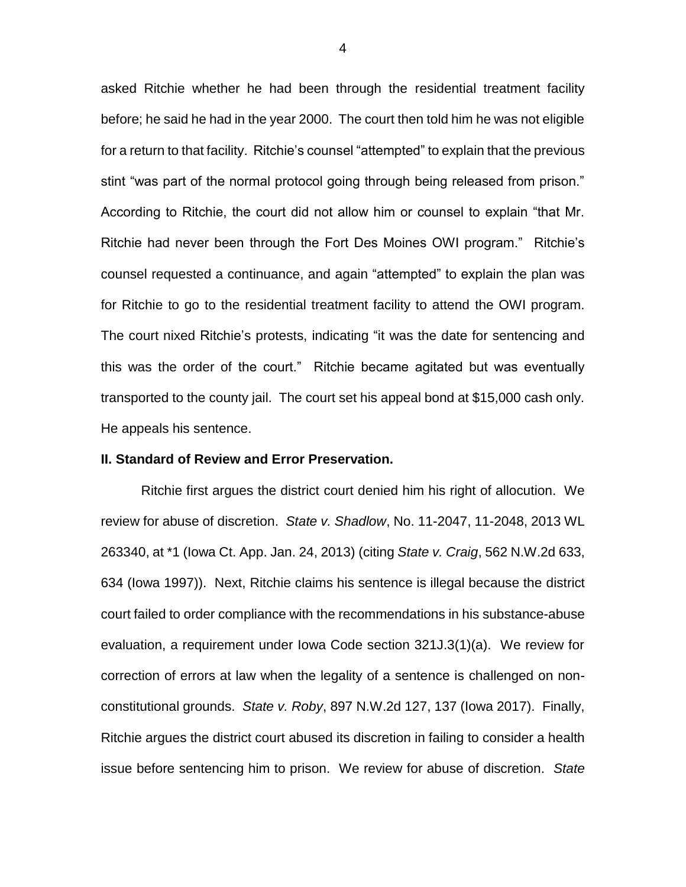asked Ritchie whether he had been through the residential treatment facility before; he said he had in the year 2000. The court then told him he was not eligible for a return to that facility. Ritchie's counsel "attempted" to explain that the previous stint "was part of the normal protocol going through being released from prison." According to Ritchie, the court did not allow him or counsel to explain "that Mr. Ritchie had never been through the Fort Des Moines OWI program." Ritchie's counsel requested a continuance, and again "attempted" to explain the plan was for Ritchie to go to the residential treatment facility to attend the OWI program. The court nixed Ritchie's protests, indicating "it was the date for sentencing and this was the order of the court." Ritchie became agitated but was eventually transported to the county jail. The court set his appeal bond at $15,000 cash only. He appeals his sentence.

**II. Standard of Review and Error Preservation.**

Ritchie first argues the district court denied him his right of allocution. We review for abuse of discretion. *State v. Shadlow*, No. 11-2047, 11-2048, 2013 WL 263340, at *1 (Iowa Ct. App. Jan. 24, 2013) (citing *State v. Craig*, 562 N.W.2d 633, 634 (Iowa 1997)). Next, Ritchie claims his sentence is illegal because the district court failed to order compliance with the recommendations in his substance-abuse evaluation, a requirement under Iowa Code section 321J.3(1)(a). We review for correction of errors at law when the legality of a sentence is challenged on non-constitutional grounds. *State v. Roby*, 897 N.W.2d 127, 137 (Iowa 2017). Finally, Ritchie argues the district court abused its discretion in failing to consider a health issue before sentencing him to prison. We review for abuse of discretion. *State*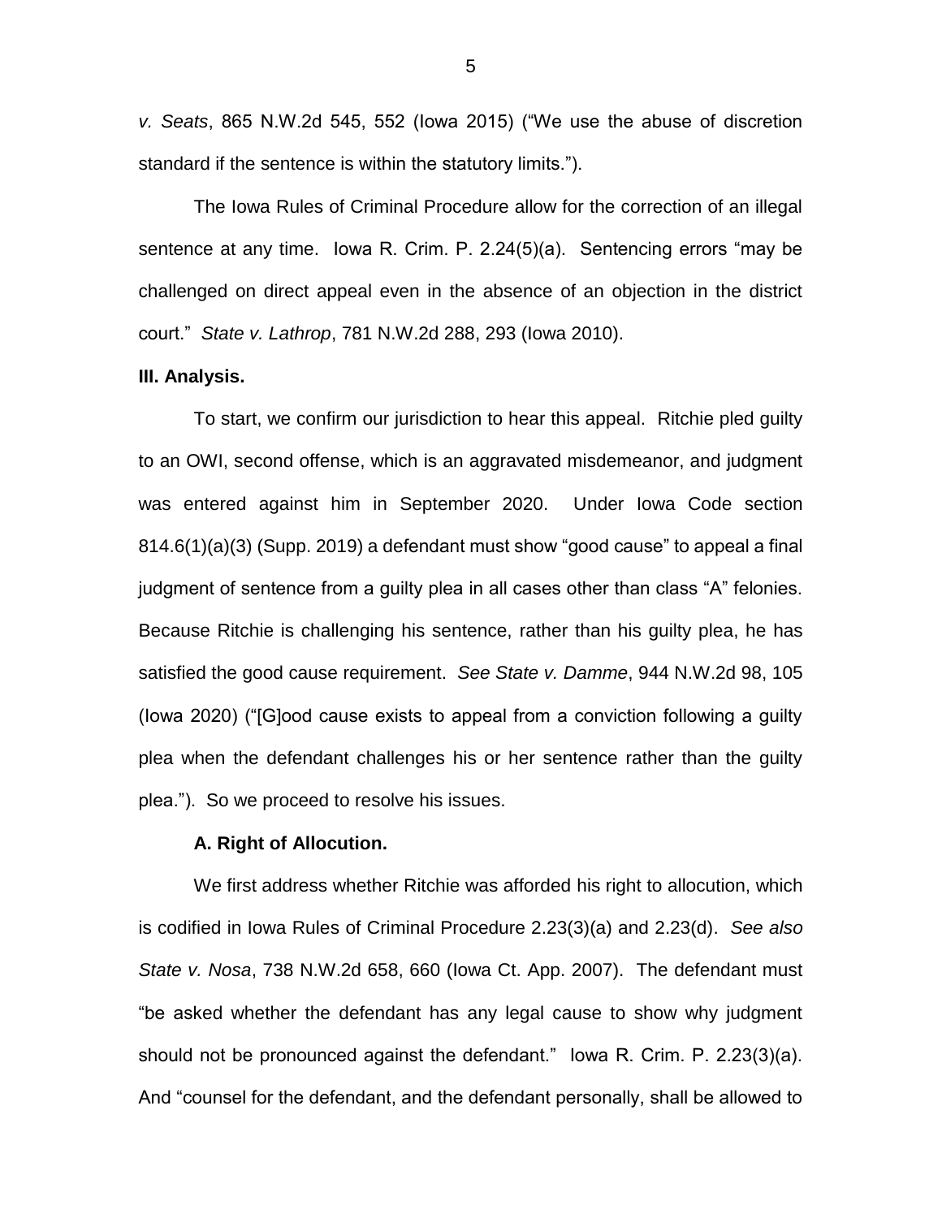*v. Seats*, 865 N.W.2d 545, 552 (Iowa 2015) ("We use the abuse of discretion standard if the sentence is within the statutory limits.").

The Iowa Rules of Criminal Procedure allow for the correction of an illegal sentence at any time. Iowa R. Crim. P. 2.24(5)(a). Sentencing errors "may be challenged on direct appeal even in the absence of an objection in the district court." *State v. Lathrop*, 781 N.W.2d 288, 293 (Iowa 2010).

**III. Analysis.**

To start, we confirm our jurisdiction to hear this appeal. Ritchie pled guilty to an OWI, second offense, which is an aggravated misdemeanor, and judgment was entered against him in September 2020. Under Iowa Code section 814.6(1)(a)(3) (Supp. 2019) a defendant must show "good cause" to appeal a final judgment of sentence from a guilty plea in all cases other than class "A" felonies. Because Ritchie is challenging his sentence, rather than his guilty plea, he has satisfied the good cause requirement. *See State v. Damme*, 944 N.W.2d 98, 105 (Iowa 2020) ("[G]ood cause exists to appeal from a conviction following a guilty plea when the defendant challenges his or her sentence rather than the guilty plea."). So we proceed to resolve his issues.

**A. Right of Allocution.**

We first address whether Ritchie was afforded his right to allocution, which is codified in Iowa Rules of Criminal Procedure 2.23(3)(a) and 2.23(d). *See also State v. Nosa*, 738 N.W.2d 658, 660 (Iowa Ct. App. 2007). The defendant must "be asked whether the defendant has any legal cause to show why judgment should not be pronounced against the defendant." Iowa R. Crim. P. 2.23(3)(a). And "counsel for the defendant, and the defendant personally, shall be allowed to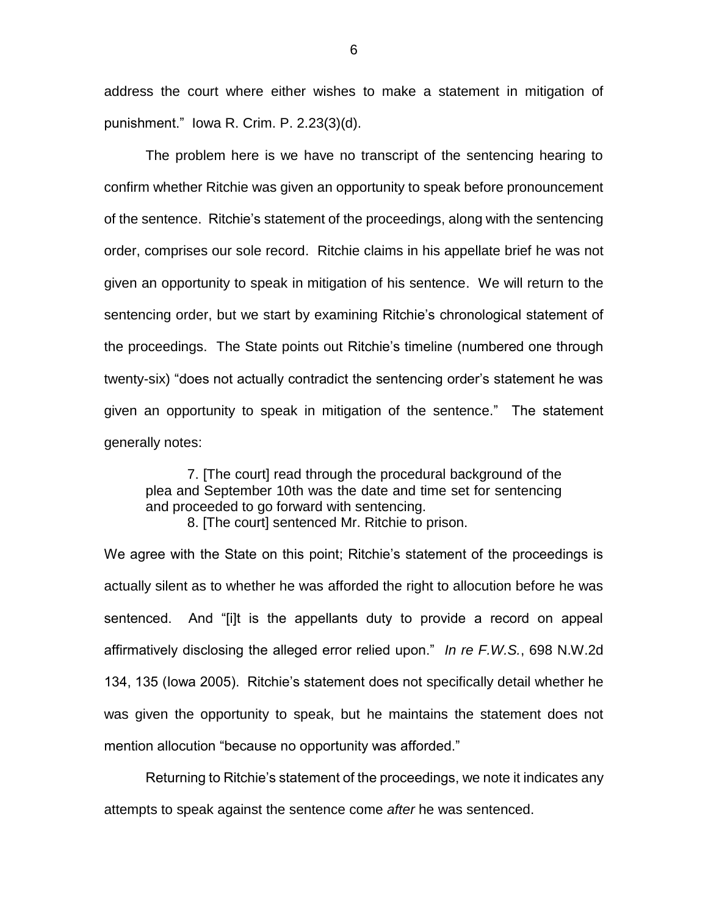address the court where either wishes to make a statement in mitigation of punishment." Iowa R. Crim. P. 2.23(3)(d).

The problem here is we have no transcript of the sentencing hearing to confirm whether Ritchie was given an opportunity to speak before pronouncement of the sentence. Ritchie's statement of the proceedings, along with the sentencing order, comprises our sole record. Ritchie claims in his appellate brief he was not given an opportunity to speak in mitigation of his sentence. We will return to the sentencing order, but we start by examining Ritchie's chronological statement of the proceedings. The State points out Ritchie's timeline (numbered one through twenty-six) "does not actually contradict the sentencing order's statement he was given an opportunity to speak in mitigation of the sentence." The statement generally notes:

> 7. [The court] read through the procedural background of the plea and September 10th was the date and time set for sentencing and proceeded to go forward with sentencing.
> 8. [The court] sentenced Mr. Ritchie to prison.

We agree with the State on this point; Ritchie's statement of the proceedings is actually silent as to whether he was afforded the right to allocution before he was sentenced. And "[i]t is the appellants duty to provide a record on appeal affirmatively disclosing the alleged error relied upon." *In re F.W.S.*, 698 N.W.2d 134, 135 (Iowa 2005). Ritchie's statement does not specifically detail whether he was given the opportunity to speak, but he maintains the statement does not mention allocution "because no opportunity was afforded."

Returning to Ritchie's statement of the proceedings, we note it indicates any attempts to speak against the sentence come *after* he was sentenced.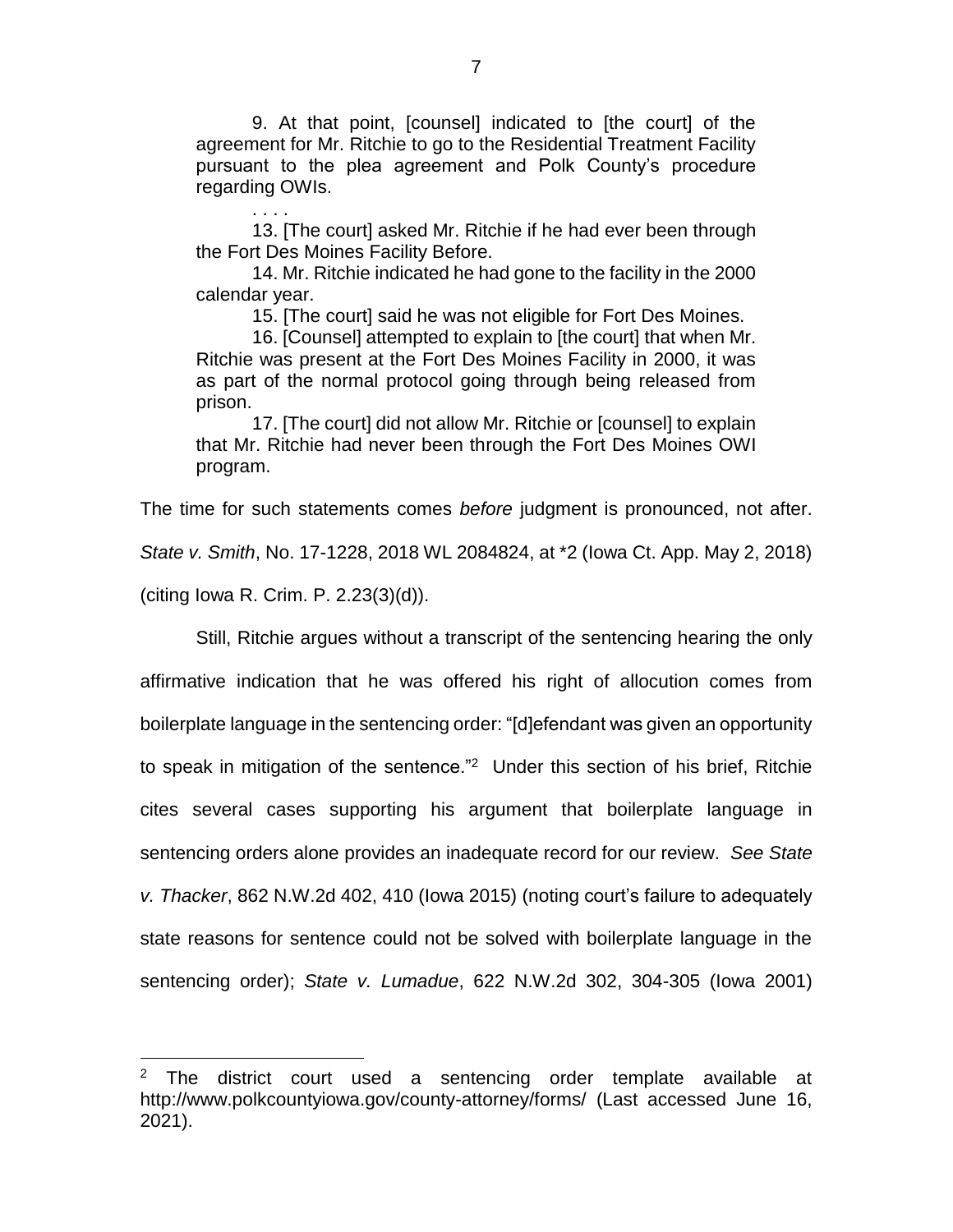> 9. At that point, [counsel] indicated to [the court] of the agreement for Mr. Ritchie to go to the Residential Treatment Facility pursuant to the plea agreement and Polk County's procedure regarding OWIs.
>
> . . . .
>
> 13. [The court] asked Mr. Ritchie if he had ever been through the Fort Des Moines Facility Before.
>
> 14. Mr. Ritchie indicated he had gone to the facility in the 2000 calendar year.
>
> 15. [The court] said he was not eligible for Fort Des Moines.
>
> 16. [Counsel] attempted to explain to [the court] that when Mr. Ritchie was present at the Fort Des Moines Facility in 2000, it was as part of the normal protocol going through being released from prison.
>
> 17. [The court] did not allow Mr. Ritchie or [counsel] to explain that Mr. Ritchie had never been through the Fort Des Moines OWI program.

The time for such statements comes *before* judgment is pronounced, not after. *State v. Smith*, No. 17-1228, 2018 WL 2084824, at *2 (Iowa Ct. App. May 2, 2018) (citing Iowa R. Crim. P. 2.23(3)(d)).

Still, Ritchie argues without a transcript of the sentencing hearing the only affirmative indication that he was offered his right of allocution comes from boilerplate language in the sentencing order: "[d]efendant was given an opportunity to speak in mitigation of the sentence."[2] Under this section of his brief, Ritchie cites several cases supporting his argument that boilerplate language in sentencing orders alone provides an inadequate record for our review. *See State v. Thacker*, 862 N.W.2d 402, 410 (Iowa 2015) (noting court's failure to adequately state reasons for sentence could not be solved with boilerplate language in the sentencing order); *State v. Lumadue*, 622 N.W.2d 302, 304-305 (Iowa 2001)

[2] The district court used a sentencing order template available at http://www.polkcountyiowa.gov/county-attorney/forms/ (Last accessed June 16, 2021).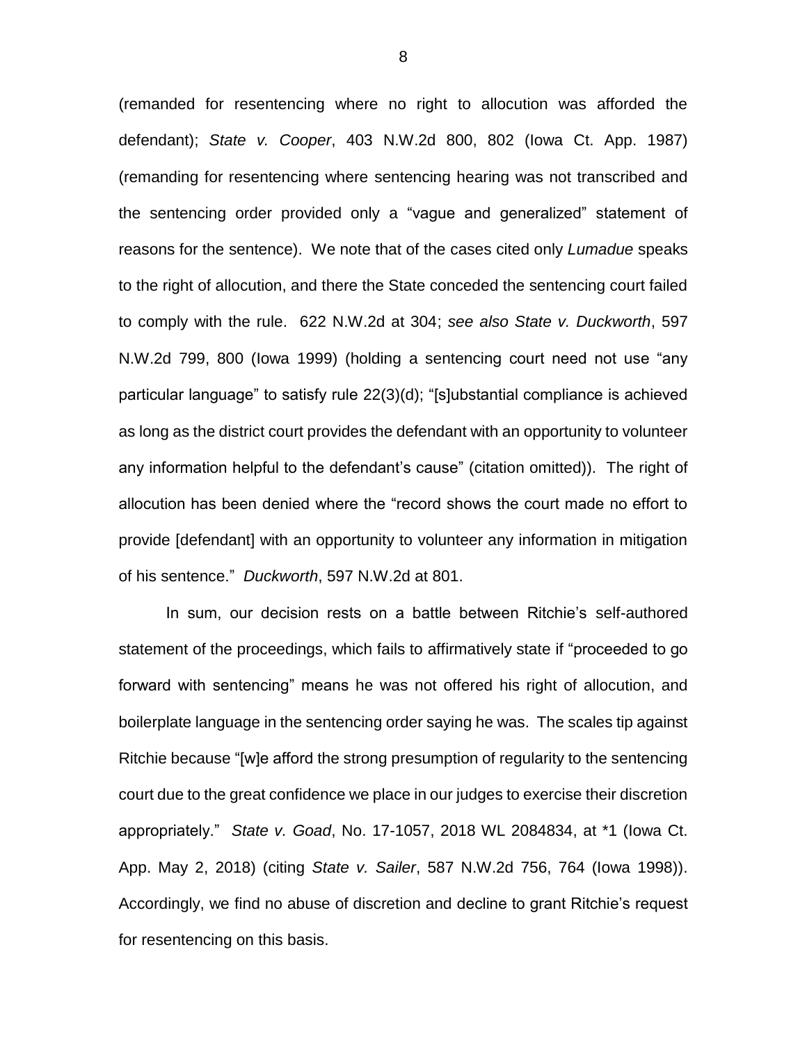(remanded for resentencing where no right to allocution was afforded the defendant); *State v. Cooper*, 403 N.W.2d 800, 802 (Iowa Ct. App. 1987) (remanding for resentencing where sentencing hearing was not transcribed and the sentencing order provided only a "vague and generalized" statement of reasons for the sentence). We note that of the cases cited only *Lumadue* speaks to the right of allocution, and there the State conceded the sentencing court failed to comply with the rule. 622 N.W.2d at 304; *see also State v. Duckworth*, 597 N.W.2d 799, 800 (Iowa 1999) (holding a sentencing court need not use "any particular language" to satisfy rule 22(3)(d); "[s]ubstantial compliance is achieved as long as the district court provides the defendant with an opportunity to volunteer any information helpful to the defendant's cause" (citation omitted)). The right of allocution has been denied where the "record shows the court made no effort to provide [defendant] with an opportunity to volunteer any information in mitigation of his sentence." *Duckworth*, 597 N.W.2d at 801.

In sum, our decision rests on a battle between Ritchie's self-authored statement of the proceedings, which fails to affirmatively state if "proceeded to go forward with sentencing" means he was not offered his right of allocution, and boilerplate language in the sentencing order saying he was. The scales tip against Ritchie because "[w]e afford the strong presumption of regularity to the sentencing court due to the great confidence we place in our judges to exercise their discretion appropriately." *State v. Goad*, No. 17-1057, 2018 WL 2084834, at *1 (Iowa Ct. App. May 2, 2018) (citing *State v. Sailer*, 587 N.W.2d 756, 764 (Iowa 1998)). Accordingly, we find no abuse of discretion and decline to grant Ritchie's request for resentencing on this basis.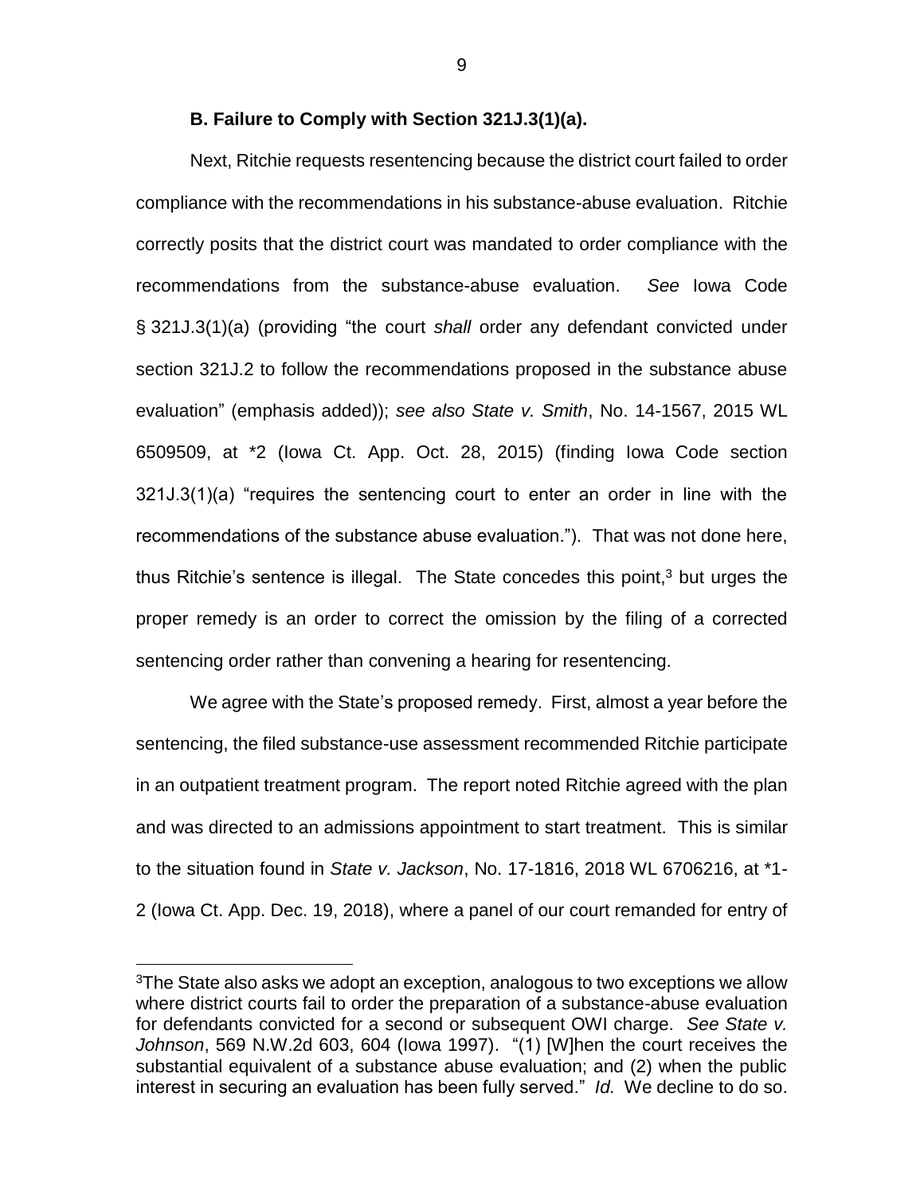### B. Failure to Comply with Section 321J.3(1)(a).

Next, Ritchie requests resentencing because the district court failed to order compliance with the recommendations in his substance-abuse evaluation. Ritchie correctly posits that the district court was mandated to order compliance with the recommendations from the substance-abuse evaluation. *See* Iowa Code § 321J.3(1)(a) (providing "the court *shall* order any defendant convicted under section 321J.2 to follow the recommendations proposed in the substance abuse evaluation" (emphasis added)); *see also State v. Smith*, No. 14-1567, 2015 WL 6509509, at *2 (Iowa Ct. App. Oct. 28, 2015) (finding Iowa Code section 321J.3(1)(a) "requires the sentencing court to enter an order in line with the recommendations of the substance abuse evaluation."). That was not done here, thus Ritchie's sentence is illegal. The State concedes this point,[3] but urges the proper remedy is an order to correct the omission by the filing of a corrected sentencing order rather than convening a hearing for resentencing.

We agree with the State's proposed remedy. First, almost a year before the sentencing, the filed substance-use assessment recommended Ritchie participate in an outpatient treatment program. The report noted Ritchie agreed with the plan and was directed to an admissions appointment to start treatment. This is similar to the situation found in *State v. Jackson*, No. 17-1816, 2018 WL 6706216, at *1-2 (Iowa Ct. App. Dec. 19, 2018), where a panel of our court remanded for entry of

---

[3]The State also asks we adopt an exception, analogous to two exceptions we allow where district courts fail to order the preparation of a substance-abuse evaluation for defendants convicted for a second or subsequent OWI charge. *See State v. Johnson*, 569 N.W.2d 603, 604 (Iowa 1997). "(1) [W]hen the court receives the substantial equivalent of a substance abuse evaluation; and (2) when the public interest in securing an evaluation has been fully served." *Id.* We decline to do so.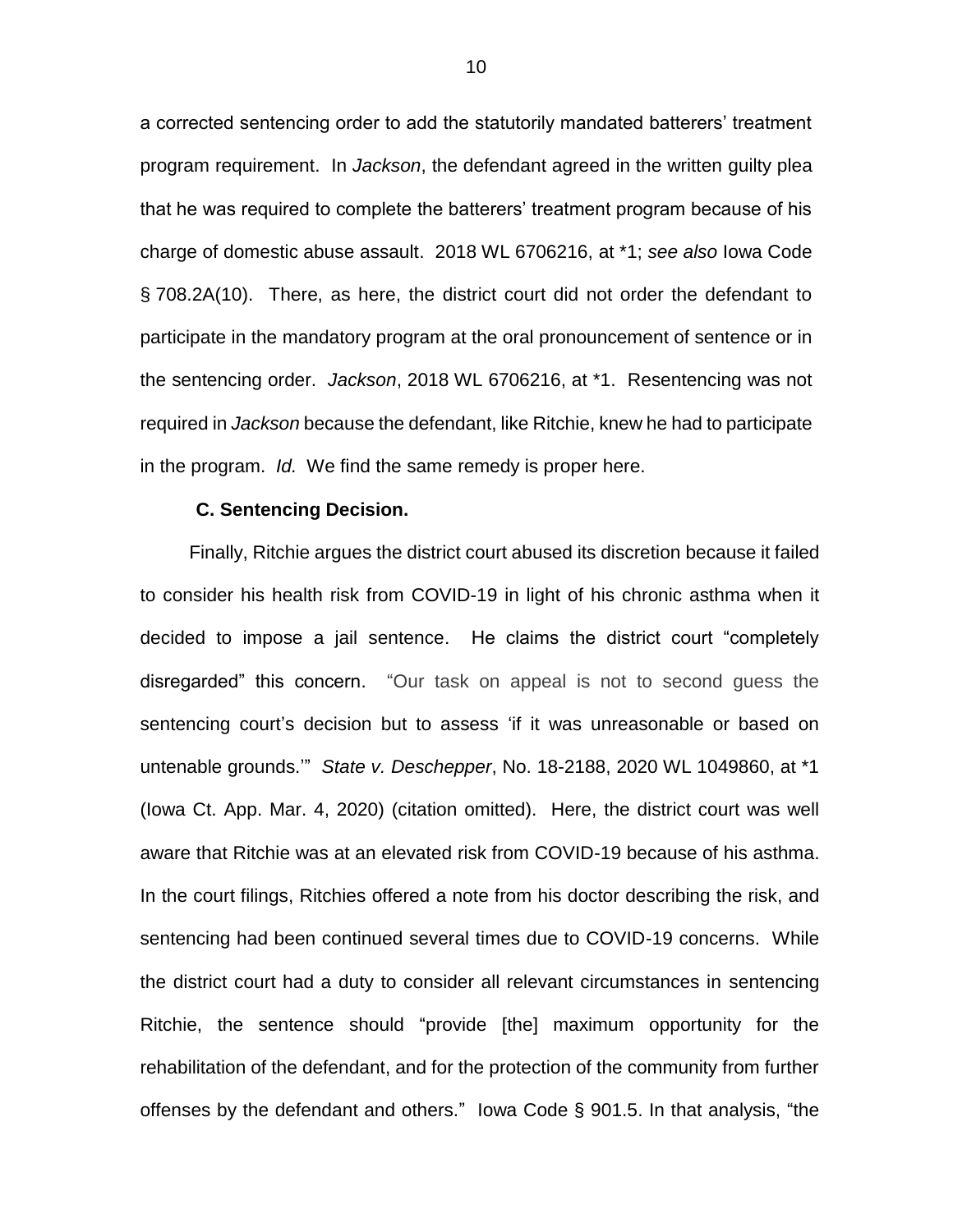a corrected sentencing order to add the statutorily mandated batterers' treatment program requirement. In *Jackson*, the defendant agreed in the written guilty plea that he was required to complete the batterers' treatment program because of his charge of domestic abuse assault. 2018 WL 6706216, at *1; *see also* Iowa Code § 708.2A(10). There, as here, the district court did not order the defendant to participate in the mandatory program at the oral pronouncement of sentence or in the sentencing order. *Jackson*, 2018 WL 6706216, at *1. Resentencing was not required in *Jackson* because the defendant, like Ritchie, knew he had to participate in the program. *Id.* We find the same remedy is proper here.

**C. Sentencing Decision.**

Finally, Ritchie argues the district court abused its discretion because it failed to consider his health risk from COVID-19 in light of his chronic asthma when it decided to impose a jail sentence. He claims the district court "completely disregarded" this concern. "Our task on appeal is not to second guess the sentencing court's decision but to assess 'if it was unreasonable or based on untenable grounds.'" *State v. Deschepper*, No. 18-2188, 2020 WL 1049860, at *1 (Iowa Ct. App. Mar. 4, 2020) (citation omitted). Here, the district court was well aware that Ritchie was at an elevated risk from COVID-19 because of his asthma. In the court filings, Ritchies offered a note from his doctor describing the risk, and sentencing had been continued several times due to COVID-19 concerns. While the district court had a duty to consider all relevant circumstances in sentencing Ritchie, the sentence should "provide [the] maximum opportunity for the rehabilitation of the defendant, and for the protection of the community from further offenses by the defendant and others." Iowa Code § 901.5. In that analysis, "the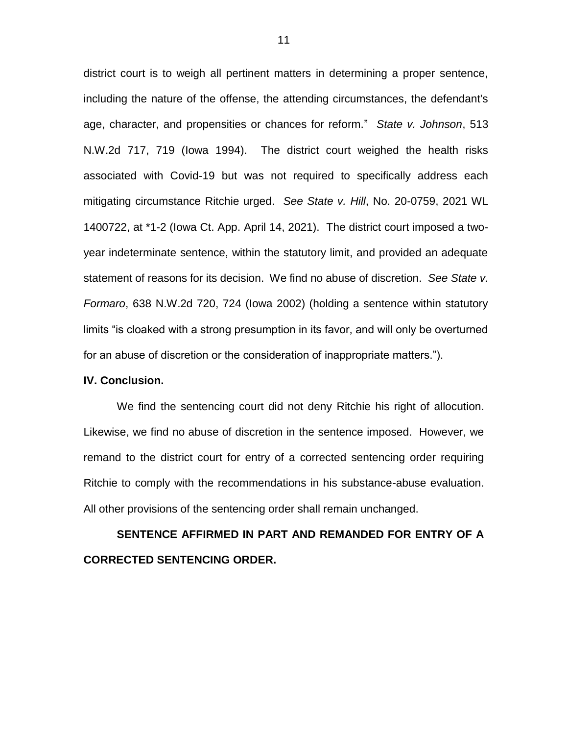district court is to weigh all pertinent matters in determining a proper sentence, including the nature of the offense, the attending circumstances, the defendant's age, character, and propensities or chances for reform." *State v. Johnson*, 513 N.W.2d 717, 719 (Iowa 1994). The district court weighed the health risks associated with Covid-19 but was not required to specifically address each mitigating circumstance Ritchie urged. *See State v. Hill*, No. 20-0759, 2021 WL 1400722, at *1-2 (Iowa Ct. App. April 14, 2021). The district court imposed a two-year indeterminate sentence, within the statutory limit, and provided an adequate statement of reasons for its decision. We find no abuse of discretion. *See State v. Formaro*, 638 N.W.2d 720, 724 (Iowa 2002) (holding a sentence within statutory limits "is cloaked with a strong presumption in its favor, and will only be overturned for an abuse of discretion or the consideration of inappropriate matters.").

**IV. Conclusion.**

We find the sentencing court did not deny Ritchie his right of allocution. Likewise, we find no abuse of discretion in the sentence imposed. However, we remand to the district court for entry of a corrected sentencing order requiring Ritchie to comply with the recommendations in his substance-abuse evaluation. All other provisions of the sentencing order shall remain unchanged.

**SENTENCE AFFIRMED IN PART AND REMANDED FOR ENTRY OF A CORRECTED SENTENCING ORDER.**